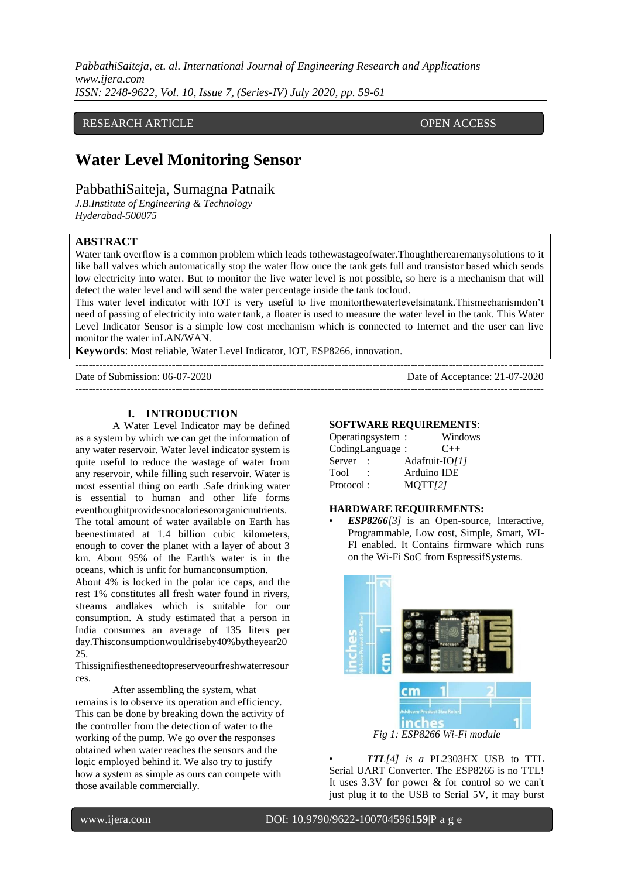RESEARCH ARTICLE OPEN ACCESS

# Water Level Monitoring Sensor

PabbathiSaiteja, Sumagna Patnaik

*J.B.Institute of Engineering & Technology*
*Hyderabad-500075*

## ABSTRACT

Water tank overflow is a common problem which leads tothewastageofwater.Thoughtherearemanysolutions to it like ball valves which automatically stop the water flow once the tank gets full and transistor based which sends low electricity into water. But to monitor the live water level is not possible, so here is a mechanism that will detect the water level and will send the water percentage inside the tank tocloud.

This water level indicator with IOT is very useful to live monitorthewaterlevelsinatank.Thismechanismdon't need of passing of electricity into water tank, a floater is used to measure the water level in the tank. This Water Level Indicator Sensor is a simple low cost mechanism which is connected to Internet and the user can live monitor the water inLAN/WAN.

**Keywords**: Most reliable, Water Level Indicator, IOT, ESP8266, innovation.

Date of Submission: 06-07-2020 Date of Acceptance: 21-07-2020

## I. INTRODUCTION

A Water Level Indicator may be defined as a system by which we can get the information of any water reservoir. Water level indicator system is quite useful to reduce the wastage of water from any reservoir, while filling such reservoir. Water is most essential thing on earth .Safe drinking water is essential to human and other life forms eventhoughitprovidesnocaloriesororganicnutrients. The total amount of water available on Earth has beenestimated at 1.4 billion cubic kilometers, enough to cover the planet with a layer of about 3 km. About 95% of the Earth's water is in the oceans, which is unfit for humanconsumption.

About 4% is locked in the polar ice caps, and the rest 1% constitutes all fresh water found in rivers, streams andlakes which is suitable for our consumption. A study estimated that a person in India consumes an average of 135 liters per day.Thisconsumptionwouldriseby40%bytheyear2025.

Thissignifiestheneedtopreserveourfreshwaterresources.

After assembling the system, what remains is to observe its operation and efficiency. This can be done by breaking down the activity of the controller from the detection of water to the working of the pump. We go over the responses obtained when water reaches the sensors and the logic employed behind it. We also try to justify how a system as simple as ours can compete with those available commercially.

### SOFTWARE REQUIREMENTS:

| | | |
|---|---|---|
| Operatingsystem | : | Windows |
| CodingLanguage | : | C++ |
| Server | : | Adafruit-IO*[1]* |
| Tool | : | Arduino IDE |
| Protocol | : | MQTT*[2]* |

### HARDWARE REQUIREMENTS:

- ***ESP8266****[3]* is an Open-source, Interactive, Programmable, Low cost, Simple, Smart, WI-FI enabled. It Contains firmware which runs on the Wi-Fi SoC from EspressifSystems.

*Fig 1: ESP8266 Wi-Fi module*

- ***TTL****[4] is a* PL2303HX USB to TTL Serial UART Converter. The ESP8266 is no TTL! It uses 3.3V for power & for control so we can't just plug it to the USB to Serial 5V, it may burst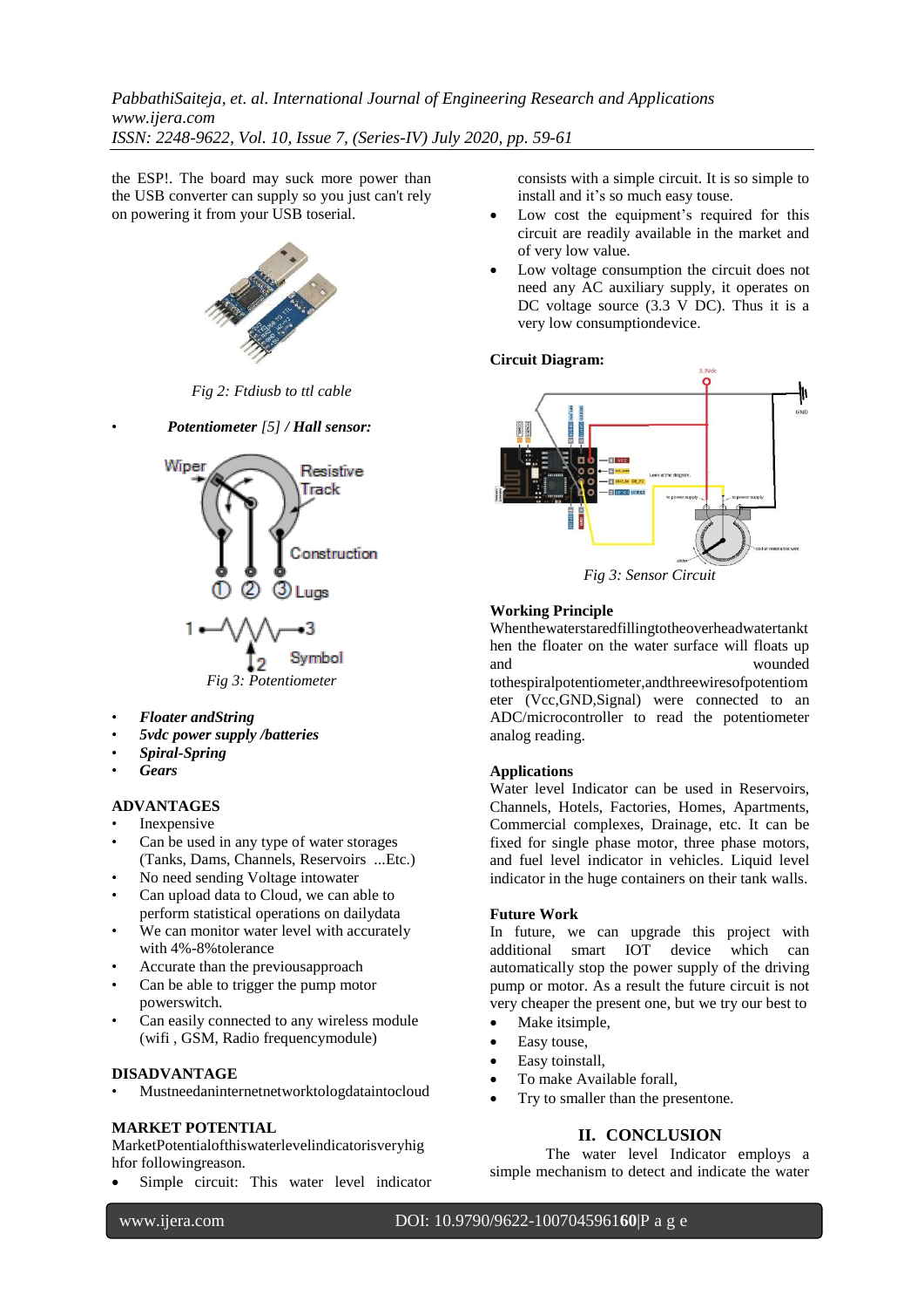the ESP!. The board may suck more power than the USB converter can supply so you just can't rely on powering it from your USB toserial.

Fig 2: Ftdiusb to ttl cable

- ***Potentiometer** [5] / **Hall sensor:***

Fig 3: Potentiometer

- ***Floater andString***
- ***5vdc power supply /batteries***
- ***Spiral-Spring***
- ***Gears***

## ADVANTAGES

- Inexpensive
- Can be used in any type of water storages (Tanks, Dams, Channels, Reservoirs ...Etc.)
- No need sending Voltage intowater
- Can upload data to Cloud, we can able to perform statistical operations on dailydata
- We can monitor water level with accurately with 4%-8%tolerance
- Accurate than the previousapproach
- Can be able to trigger the pump motor powerswitch.
- Can easily connected to any wireless module (wifi , GSM, Radio frequencymodule)

## DISADVANTAGE

- Mustneedaninternetnetworktologdataintocloud

## MARKET POTENTIAL

MarketPotentialofthiswaterlevelindicatorisveryhighfor followingreason.

- Simple circuit: This water level indicator consists with a simple circuit. It is so simple to install and it's so much easy touse.
- Low cost the equipment's required for this circuit are readily available in the market and of very low value.
- Low voltage consumption the circuit does not need any AC auxiliary supply, it operates on DC voltage source (3.3 V DC). Thus it is a very low consumptiondevice.

**Circuit Diagram:**

Fig 3: Sensor Circuit

## Working Principle

Whenthewaterstaredfillingtotheoverheadwatertankthen the floater on the water surface will floats up and wounded tothespiralpotentiometer,andthreewiresofpotentiometer (Vcc,GND,Signal) were connected to an ADC/microcontroller to read the potentiometer analog reading.

## Applications

Water level Indicator can be used in Reservoirs, Channels, Hotels, Factories, Homes, Apartments, Commercial complexes, Drainage, etc. It can be fixed for single phase motor, three phase motors, and fuel level indicator in vehicles. Liquid level indicator in the huge containers on their tank walls.

## Future Work

In future, we can upgrade this project with additional smart IOT device which can automatically stop the power supply of the driving pump or motor. As a result the future circuit is not very cheaper the present one, but we try our best to

- Make itsimple,
- Easy touse,
- Easy toinstall,
- To make Available forall,
- Try to smaller than the presentone.

# II. CONCLUSION

The water level Indicator employs a simple mechanism to detect and indicate the water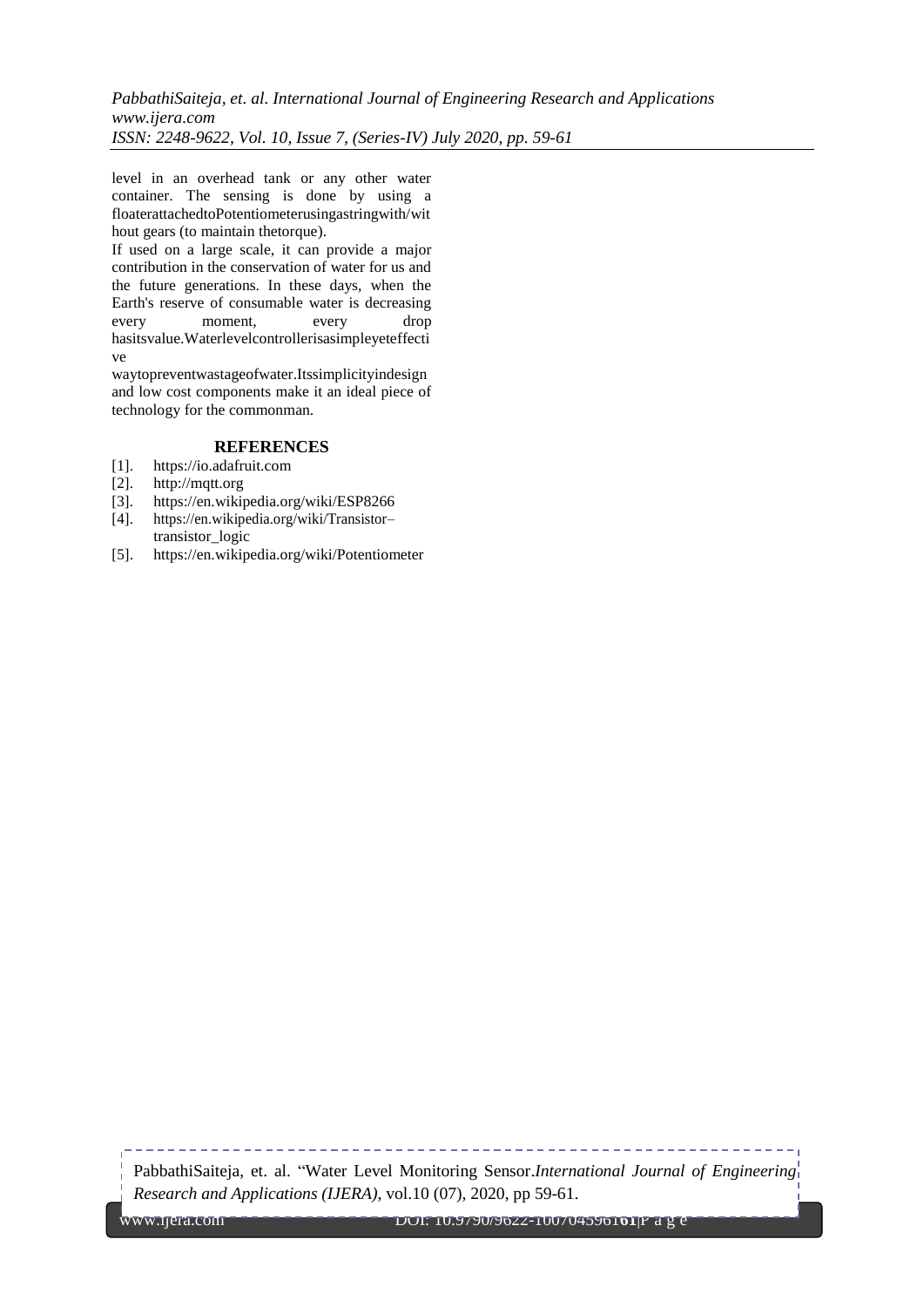level in an overhead tank or any other water container. The sensing is done by using a floaterattachedtoPotentiometerusingastringwith/without gears (to maintain thetorque).

If used on a large scale, it can provide a major contribution in the conservation of water for us and the future generations. In these days, when the Earth's reserve of consumable water is decreasing every moment, every drop hasitsvalue.Waterlevelcontrollerisasimpleyeteffective waytopreventwastageofwater.Itssimplicityindesign and low cost components make it an ideal piece of technology for the commonman.

## REFERENCES

[1]. https://io.adafruit.com
[2]. http://mqtt.org
[3]. https://en.wikipedia.org/wiki/ESP8266
[4]. https://en.wikipedia.org/wiki/Transistor–transistor_logic
[5]. https://en.wikipedia.org/wiki/Potentiometer

PabbathiSaiteja, et. al. "Water Level Monitoring Sensor.*International Journal of Engineering Research and Applications (IJERA)*, vol.10 (07), 2020, pp 59-61.